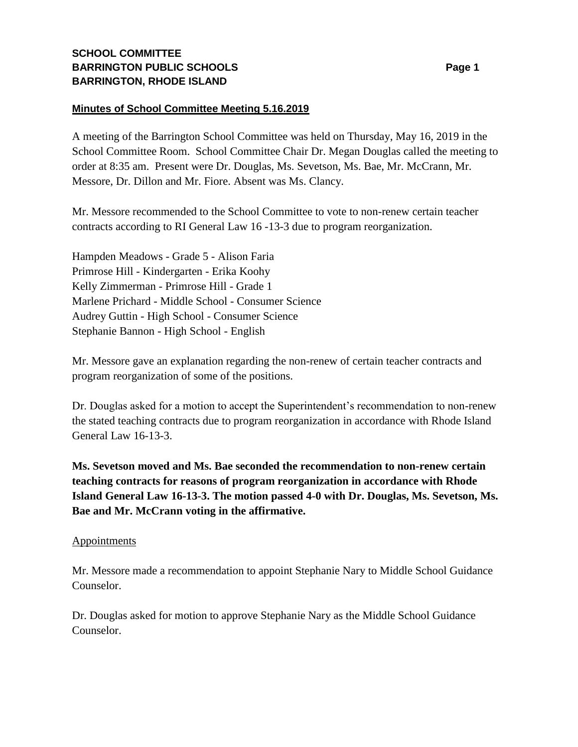**SCHOOL COMMITTEE**
**BARRINGTON PUBLIC SCHOOLS**
**BARRINGTON, RHODE ISLAND**

## Minutes of School Committee Meeting 5.16.2019

A meeting of the Barrington School Committee was held on Thursday, May 16, 2019 in the School Committee Room. School Committee Chair Dr. Megan Douglas called the meeting to order at 8:35 am. Present were Dr. Douglas, Ms. Sevetson, Ms. Bae, Mr. McCrann, Mr. Messore, Dr. Dillon and Mr. Fiore. Absent was Ms. Clancy.

Mr. Messore recommended to the School Committee to vote to non-renew certain teacher contracts according to RI General Law 16 -13-3 due to program reorganization.

Hampden Meadows - Grade 5 - Alison Faria
Primrose Hill - Kindergarten - Erika Koohy
Kelly Zimmerman - Primrose Hill - Grade 1
Marlene Prichard - Middle School - Consumer Science
Audrey Guttin - High School - Consumer Science
Stephanie Bannon - High School - English

Mr. Messore gave an explanation regarding the non-renew of certain teacher contracts and program reorganization of some of the positions.

Dr. Douglas asked for a motion to accept the Superintendent's recommendation to non-renew the stated teaching contracts due to program reorganization in accordance with Rhode Island General Law 16-13-3.

**Ms. Sevetson moved and Ms. Bae seconded the recommendation to non-renew certain teaching contracts for reasons of program reorganization in accordance with Rhode Island General Law 16-13-3. The motion passed 4-0 with Dr. Douglas, Ms. Sevetson, Ms. Bae and Mr. McCrann voting in the affirmative.**

Appointments

Mr. Messore made a recommendation to appoint Stephanie Nary to Middle School Guidance Counselor.

Dr. Douglas asked for motion to approve Stephanie Nary as the Middle School Guidance Counselor.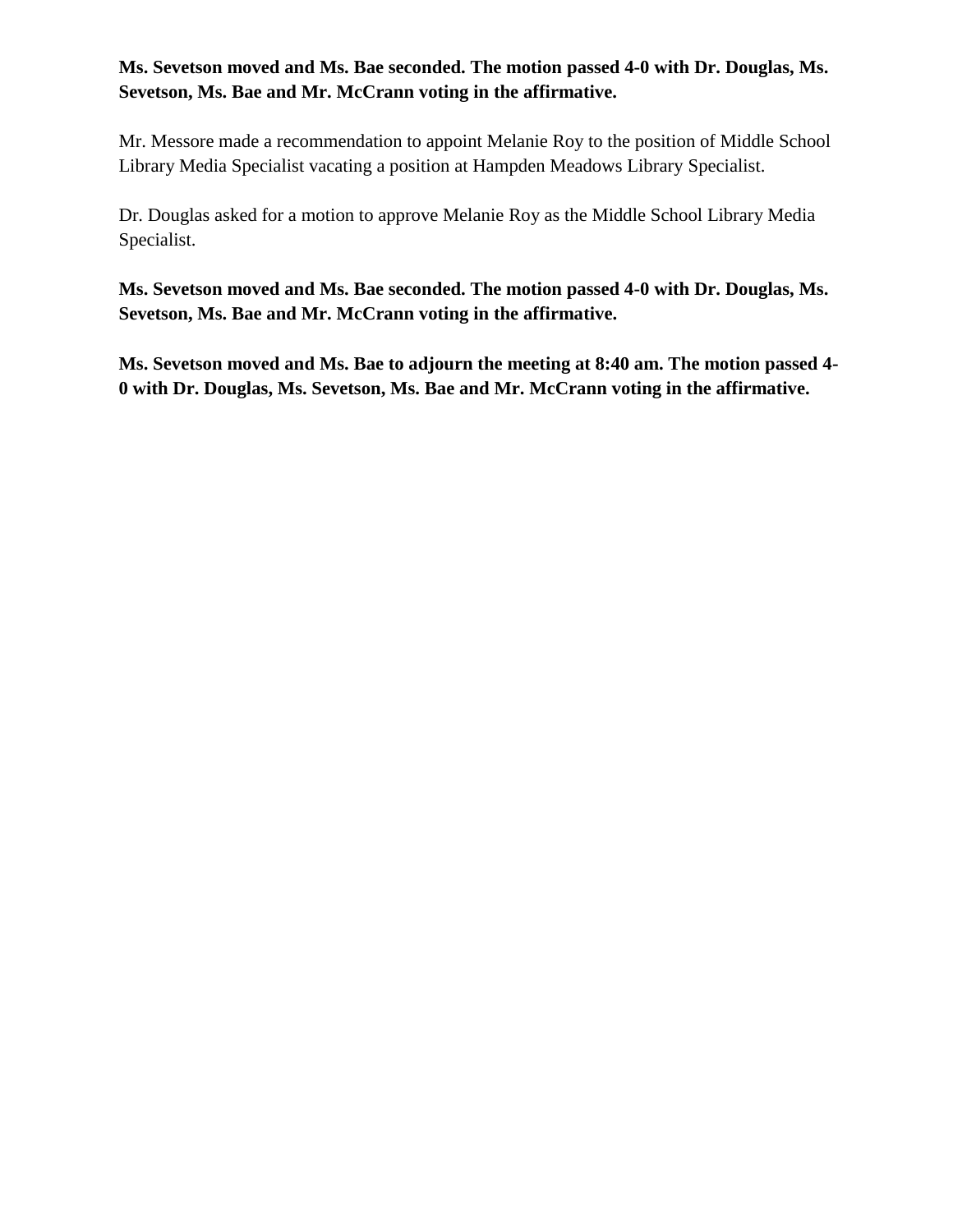**Ms. Sevetson moved and Ms. Bae seconded. The motion passed 4-0 with Dr. Douglas, Ms. Sevetson, Ms. Bae and Mr. McCrann voting in the affirmative.**

Mr. Messore made a recommendation to appoint Melanie Roy to the position of Middle School Library Media Specialist vacating a position at Hampden Meadows Library Specialist.

Dr. Douglas asked for a motion to approve Melanie Roy as the Middle School Library Media Specialist.

**Ms. Sevetson moved and Ms. Bae seconded. The motion passed 4-0 with Dr. Douglas, Ms. Sevetson, Ms. Bae and Mr. McCrann voting in the affirmative.**

**Ms. Sevetson moved and Ms. Bae to adjourn the meeting at 8:40 am. The motion passed 4-0 with Dr. Douglas, Ms. Sevetson, Ms. Bae and Mr. McCrann voting in the affirmative.**